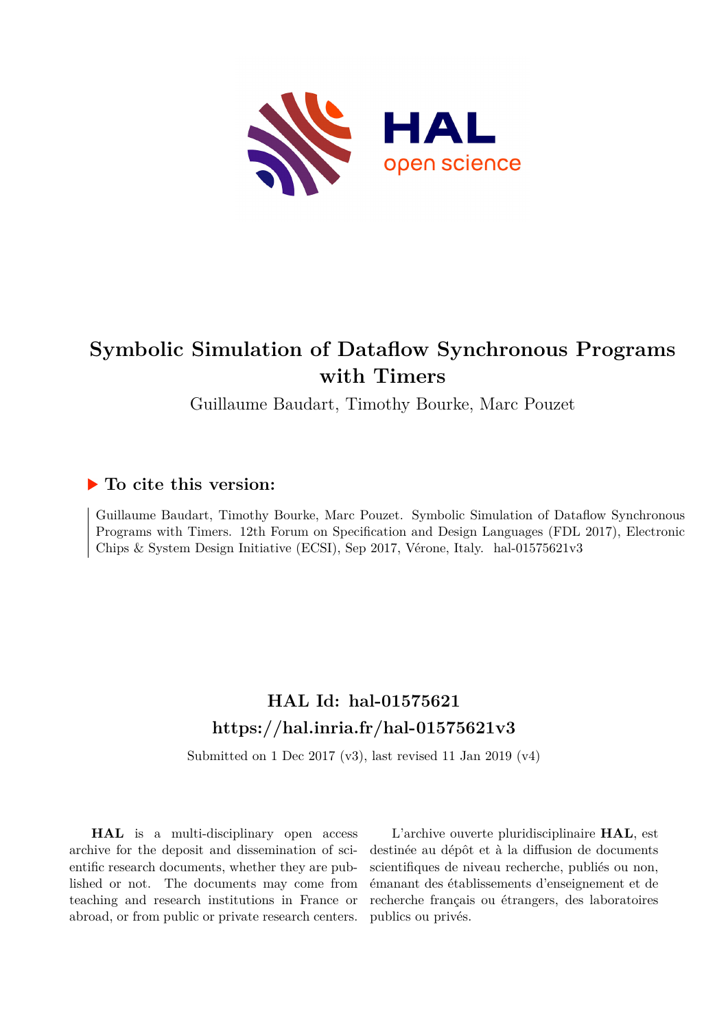# Symbolic Simulation of Dataflow Synchronous Programs with Timers

Guillaume Baudart, Timothy Bourke, Marc Pouzet

## ▶ To cite this version:

Guillaume Baudart, Timothy Bourke, Marc Pouzet. Symbolic Simulation of Dataflow Synchronous Programs with Timers. 12th Forum on Specification and Design Languages (FDL 2017), Electronic Chips & System Design Initiative (ECSI), Sep 2017, Vérone, Italy. hal-01575621v3

## HAL Id: hal-01575621
## https://hal.inria.fr/hal-01575621v3

Submitted on 1 Dec 2017 (v3), last revised 11 Jan 2019 (v4)

**HAL** is a multi-disciplinary open access archive for the deposit and dissemination of scientific research documents, whether they are published or not. The documents may come from teaching and research institutions in France or abroad, or from public or private research centers.

L'archive ouverte pluridisciplinaire **HAL**, est destinée au dépôt et à la diffusion de documents scientifiques de niveau recherche, publiés ou non, émanant des établissements d'enseignement et de recherche français ou étrangers, des laboratoires publics ou privés.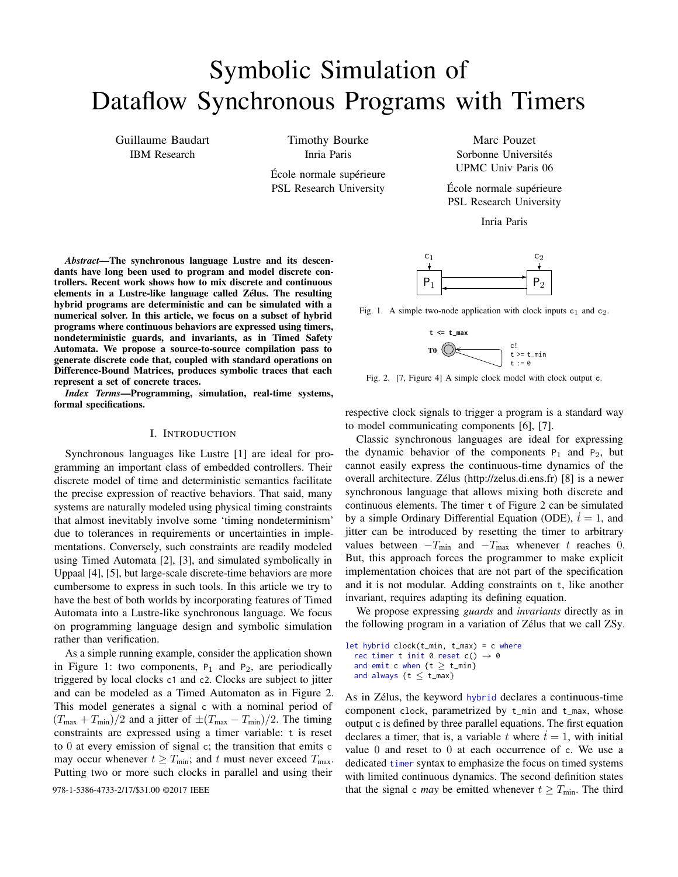# Symbolic Simulation of Dataflow Synchronous Programs with Timers

Guillaume Baudart
IBM Research

Timothy Bourke
Inria Paris

École normale supérieure
PSL Research University

Marc Pouzet
Sorbonne Universités
UPMC Univ Paris 06

École normale supérieure
PSL Research University

Inria Paris

***Abstract*—The synchronous language Lustre and its descendants have long been used to program and model discrete controllers. Recent work shows how to mix discrete and continuous elements in a Lustre-like language called Zélus. The resulting hybrid programs are deterministic and can be simulated with a numerical solver. In this article, we focus on a subset of hybrid programs where continuous behaviors are expressed using timers, nondeterministic guards, and invariants, as in Timed Safety Automata. We propose a source-to-source compilation pass to generate discrete code that, coupled with standard operations on Difference-Bound Matrices, produces symbolic traces that each represent a set of concrete traces.**

***Index Terms*—Programming, simulation, real-time systems, formal specifications.**

## I. Introduction

Synchronous languages like Lustre [1] are ideal for programming an important class of embedded controllers. Their discrete model of time and deterministic semantics facilitate the precise expression of reactive behaviors. That said, many systems are naturally modeled using physical timing constraints that almost inevitably involve some 'timing nondeterminism' due to tolerances in requirements or uncertainties in implementations. Conversely, such constraints are readily modeled using Timed Automata [2], [3], and simulated symbolically in Uppaal [4], [5], but large-scale discrete-time behaviors are more cumbersome to express in such tools. In this article we try to have the best of both worlds by incorporating features of Timed Automata into a Lustre-like synchronous language. We focus on programming language design and symbolic simulation rather than verification.

As a simple running example, consider the application shown in Figure 1: two components, $P_1$ and $P_2$, are periodically triggered by local clocks c1 and c2. Clocks are subject to jitter and can be modeled as a Timed Automaton as in Figure 2. This model generates a signal c with a nominal period of $(T_{\max} + T_{\min})/2$ and a jitter of $\pm(T_{\max} - T_{\min})/2$. The timing constraints are expressed using a timer variable: t is reset to 0 at every emission of signal c; the transition that emits c may occur whenever $t \geq T_{\min}$; and $t$ must never exceed $T_{\max}$. Putting two or more such clocks in parallel and using their respective clock signals to trigger a program is a standard way to model communicating components [6], [7].

Fig. 1. A simple two-node application with clock inputs $c_1$ and $c_2$.

Fig. 2. [7, Figure 4] A simple clock model with clock output c.

Classic synchronous languages are ideal for expressing the dynamic behavior of the components $P_1$ and $P_2$, but cannot easily express the continuous-time dynamics of the overall architecture. Zélus (http://zelus.di.ens.fr) [8] is a newer synchronous language that allows mixing both discrete and continuous elements. The timer t of Figure 2 can be simulated by a simple Ordinary Differential Equation (ODE), $\dot{t} = 1$, and jitter can be introduced by resetting the timer to arbitrary values between $-T_{\min}$ and $-T_{\max}$ whenever $t$ reaches 0. But, this approach forces the programmer to make explicit implementation choices that are not part of the specification and it is not modular. Adding constraints on t, like another invariant, requires adapting its defining equation.

We propose expressing *guards* and *invariants* directly as in the following program in a variation of Zélus that we call ZSy.

```
let hybrid clock(t_min, t_max) = c where
  rec timer t init 0 reset c() → 0
  and emit c when {t ≥ t_min}
  and always {t ≤ t_max}
```

As in Zélus, the keyword hybrid declares a continuous-time component clock, parametrized by t_min and t_max, whose output c is defined by three parallel equations. The first equation declares a timer, that is, a variable $t$ where $\dot{t} = 1$, with initial value 0 and reset to 0 at each occurrence of c. We use a dedicated timer syntax to emphasize the focus on timed systems with limited continuous dynamics. The second definition states that the signal c *may* be emitted whenever $t \geq T_{\min}$. The third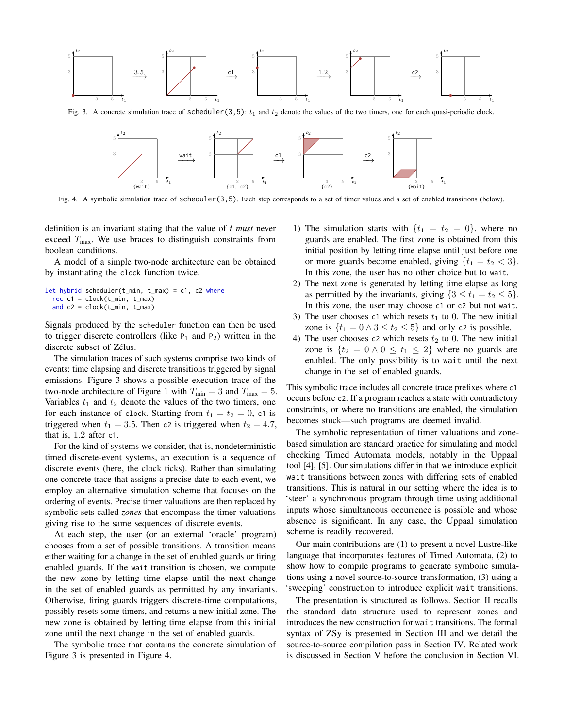Fig. 3. A concrete simulation trace of `scheduler(3,5)`: $t_1$ and $t_2$ denote the values of the two timers, one for each quasi-periodic clock.

Fig. 4. A symbolic simulation trace of `scheduler(3,5)`. Each step corresponds to a set of timer values and a set of enabled transitions (below).

definition is an invariant stating that the value of $t$ *must* never exceed $T_{\text{max}}$. We use braces to distinguish constraints from boolean conditions.

A model of a simple two-node architecture can be obtained by instantiating the `clock` function twice.

```
let hybrid scheduler(t_min, t_max) = c1, c2 where
  rec c1 = clock(t_min, t_max)
  and c2 = clock(t_min, t_max)
```

Signals produced by the `scheduler` function can then be used to trigger discrete controllers (like $\texttt{P}_1$ and $\texttt{P}_2$) written in the discrete subset of Zélus.

The simulation traces of such systems comprise two kinds of events: time elapsing and discrete transitions triggered by signal emissions. Figure 3 shows a possible execution trace of the two-node architecture of Figure 1 with $T_{\text{min}} = 3$ and $T_{\text{max}} = 5$. Variables $t_1$ and $t_2$ denote the values of the two timers, one for each instance of `clock`. Starting from $t_1 = t_2 = 0$, `c1` is triggered when $t_1 = 3.5$. Then `c2` is triggered when $t_2 = 4.7$, that is, 1.2 after `c1`.

For the kind of systems we consider, that is, nondeterministic timed discrete-event systems, an execution is a sequence of discrete events (here, the clock ticks). Rather than simulating one concrete trace that assigns a precise date to each event, we employ an alternative simulation scheme that focuses on the ordering of events. Precise timer valuations are then replaced by symbolic sets called *zones* that encompass the timer valuations giving rise to the same sequences of discrete events.

At each step, the user (or an external 'oracle' program) chooses from a set of possible transitions. A transition means either waiting for a change in the set of enabled guards or firing enabled guards. If the `wait` transition is chosen, we compute the new zone by letting time elapse until the next change in the set of enabled guards as permitted by any invariants. Otherwise, firing guards triggers discrete-time computations, possibly resets some timers, and returns a new initial zone. The new zone is obtained by letting time elapse from this initial zone until the next change in the set of enabled guards.

The symbolic trace that contains the concrete simulation of Figure 3 is presented in Figure 4.

1) The simulation starts with $\{t_1 = t_2 = 0\}$, where no guards are enabled. The first zone is obtained from this initial position by letting time elapse until just before one or more guards become enabled, giving $\{t_1 = t_2 < 3\}$. In this zone, the user has no other choice but to `wait`.
2) The next zone is generated by letting time elapse as long as permitted by the invariants, giving $\{3 \leq t_1 = t_2 \leq 5\}$. In this zone, the user may choose `c1` or `c2` but not `wait`.
3) The user chooses `c1` which resets $t_1$ to 0. The new initial zone is $\{t_1 = 0 \wedge 3 \leq t_2 \leq 5\}$ and only `c2` is possible.
4) The user chooses `c2` which resets $t_2$ to 0. The new initial zone is $\{t_2 = 0 \wedge 0 \leq t_1 \leq 2\}$ where no guards are enabled. The only possibility is to `wait` until the next change in the set of enabled guards.

This symbolic trace includes all concrete trace prefixes where `c1` occurs before `c2`. If a program reaches a state with contradictory constraints, or where no transitions are enabled, the simulation becomes stuck—such programs are deemed invalid.

The symbolic representation of timer valuations and zone-based simulation are standard practice for simulating and model checking Timed Automata models, notably in the Uppaal tool [4], [5]. Our simulations differ in that we introduce explicit `wait` transitions between zones with differing sets of enabled transitions. This is natural in our setting where the idea is to 'steer' a synchronous program through time using additional inputs whose simultaneous occurrence is possible and whose absence is significant. In any case, the Uppaal simulation scheme is readily recovered.

Our main contributions are (1) to present a novel Lustre-like language that incorporates features of Timed Automata, (2) to show how to compile programs to generate symbolic simulations using a novel source-to-source transformation, (3) using a 'sweeping' construction to introduce explicit `wait` transitions.

The presentation is structured as follows. Section II recalls the standard data structure used to represent zones and introduces the new construction for `wait` transitions. The formal syntax of ZSy is presented in Section III and we detail the source-to-source compilation pass in Section IV. Related work is discussed in Section V before the conclusion in Section VI.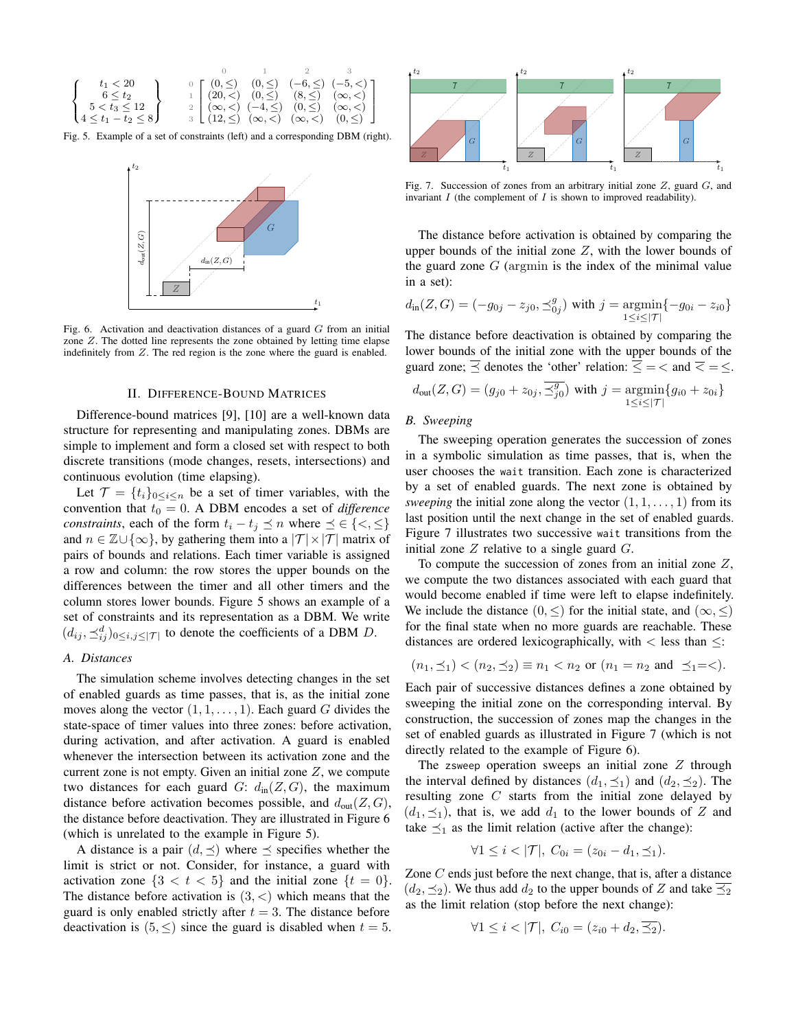$$\left\{\begin{array}{c} t_1 < 20 \\ 6 \leq t_2 \\ 5 < t_3 \leq 12 \\ 4 \leq t_1 - t_2 \leq 8 \end{array}\right\} \qquad \begin{array}{c} \\ 0 \\ 1 \\ 2 \\ 3 \end{array} \begin{array}{cccc} 0 & 1 & 2 & 3 \\ (0, \leq) & (0, \leq) & (-6, \leq) & (-5, <) \\ (20, <) & (0, \leq) & (8, \leq) & (\infty, <) \\ (\infty, <) & (-4, \leq) & (0, \leq) & (\infty, <) \\ (12, \leq) & (\infty, <) & (\infty, <) & (0, \leq) \end{array}$$

Fig. 5. Example of a set of constraints (left) and a corresponding DBM (right).

Fig. 6. Activation and deactivation distances of a guard $G$ from an initial zone $Z$. The dotted line represents the zone obtained by letting time elapse indefinitely from $Z$. The red region is the zone where the guard is enabled.

## II. Difference-Bound Matrices

Difference-bound matrices [9], [10] are a well-known data structure for representing and manipulating zones. DBMs are simple to implement and form a closed set with respect to both discrete transitions (mode changes, resets, intersections) and continuous evolution (time elapsing).

Let $\mathcal{T} = \{t_i\}_{0 \leq i \leq n}$ be a set of timer variables, with the convention that $t_0 = 0$. A DBM encodes a set of *difference constraints*, each of the form $t_i - t_j \preceq n$ where $\preceq \in \{<, \leq\}$ and $n \in \mathbb{Z} \cup \{\infty\}$, by gathering them into a $|\mathcal{T}| \times |\mathcal{T}|$ matrix of pairs of bounds and relations. Each timer variable is assigned a row and column: the row stores the upper bounds on the differences between the timer and all other timers and the column stores lower bounds. Figure 5 shows an example of a set of constraints and its representation as a DBM. We write $(d_{ij}, \preceq^d_{ij})_{0 \leq i,j \leq |\mathcal{T}|}$ to denote the coefficients of a DBM $D$.

### A. Distances

The simulation scheme involves detecting changes in the set of enabled guards as time passes, that is, as the initial zone moves along the vector $(1, 1, \ldots, 1)$. Each guard $G$ divides the state-space of timer values into three zones: before activation, during activation, and after activation. A guard is enabled whenever the intersection between its activation zone and the current zone is not empty. Given an initial zone $Z$, we compute two distances for each guard $G$: $d_{\text{in}}(Z, G)$, the maximum distance before activation becomes possible, and $d_{\text{out}}(Z, G)$, the distance before deactivation. They are illustrated in Figure 6 (which is unrelated to the example in Figure 5).

A distance is a pair $(d, \preceq)$ where $\preceq$ specifies whether the limit is strict or not. Consider, for instance, a guard with activation zone $\{3 < t < 5\}$ and the initial zone $\{t = 0\}$. The distance before activation is $(3, <)$ which means that the guard is only enabled strictly after $t = 3$. The distance before deactivation is $(5, \leq)$ since the guard is disabled when $t = 5$.

Fig. 7. Succession of zones from an arbitrary initial zone $Z$, guard $G$, and invariant $I$ (the complement of $I$ is shown to improved readability).

The distance before activation is obtained by comparing the upper bounds of the initial zone $Z$, with the lower bounds of the guard zone $G$ (argmin is the index of the minimal value in a set):

$$d_{\text{in}}(Z, G) = (-g_{0j} - z_{j0}, \preceq^g_{0j}) \text{ with } j = \underset{1 \leq i \leq |\mathcal{T}|}{\operatorname{argmin}}\{-g_{0i} - z_{i0}\}$$

The distance before deactivation is obtained by comparing the lower bounds of the initial zone with the upper bounds of the guard zone; $\overline{\preceq}$ denotes the 'other' relation: $\overline{\leq} = <$ and $\overline{<} = \leq$.

$$d_{\text{out}}(Z, G) = (g_{j0} + z_{0j}, \overline{\preceq^g_{j0}}) \text{ with } j = \underset{1 \leq i \leq |\mathcal{T}|}{\operatorname{argmin}}\{g_{i0} + z_{0i}\}$$

### B. Sweeping

The sweeping operation generates the succession of zones in a symbolic simulation as time passes, that is, when the user chooses the `wait` transition. Each zone is characterized by a set of enabled guards. The next zone is obtained by *sweeping* the initial zone along the vector $(1, 1, \ldots, 1)$ from its last position until the next change in the set of enabled guards. Figure 7 illustrates two successive `wait` transitions from the initial zone $Z$ relative to a single guard $G$.

To compute the succession of zones from an initial zone $Z$, we compute the two distances associated with each guard that would become enabled if time were left to elapse indefinitely. We include the distance $(0, \leq)$ for the initial state, and $(\infty, \leq)$ for the final state when no more guards are reachable. These distances are ordered lexicographically, with $<$ less than $\leq$:

$$(n_1, \preceq_1) < (n_2, \preceq_2) \equiv n_1 < n_2 \text{ or } (n_1 = n_2 \text{ and } \preceq_1 = <).$$

Each pair of successive distances defines a zone obtained by sweeping the initial zone on the corresponding interval. By construction, the succession of zones map the changes in the set of enabled guards as illustrated in Figure 7 (which is not directly related to the example of Figure 6).

The `zsweep` operation sweeps an initial zone $Z$ through the interval defined by distances $(d_1, \preceq_1)$ and $(d_2, \preceq_2)$. The resulting zone $C$ starts from the initial zone delayed by $(d_1, \preceq_1)$, that is, we add $d_1$ to the lower bounds of $Z$ and take $\preceq_1$ as the limit relation (active after the change):

$$\forall 1 \leq i < |\mathcal{T}|,\ C_{0i} = (z_{0i} - d_1, \preceq_1).$$

Zone $C$ ends just before the next change, that is, after a distance $(d_2, \preceq_2)$. We thus add $d_2$ to the upper bounds of $Z$ and take $\overline{\preceq_2}$ as the limit relation (stop before the next change):

$$\forall 1 \leq i < |\mathcal{T}|,\ C_{i0} = (z_{i0} + d_2, \overline{\preceq_2}).$$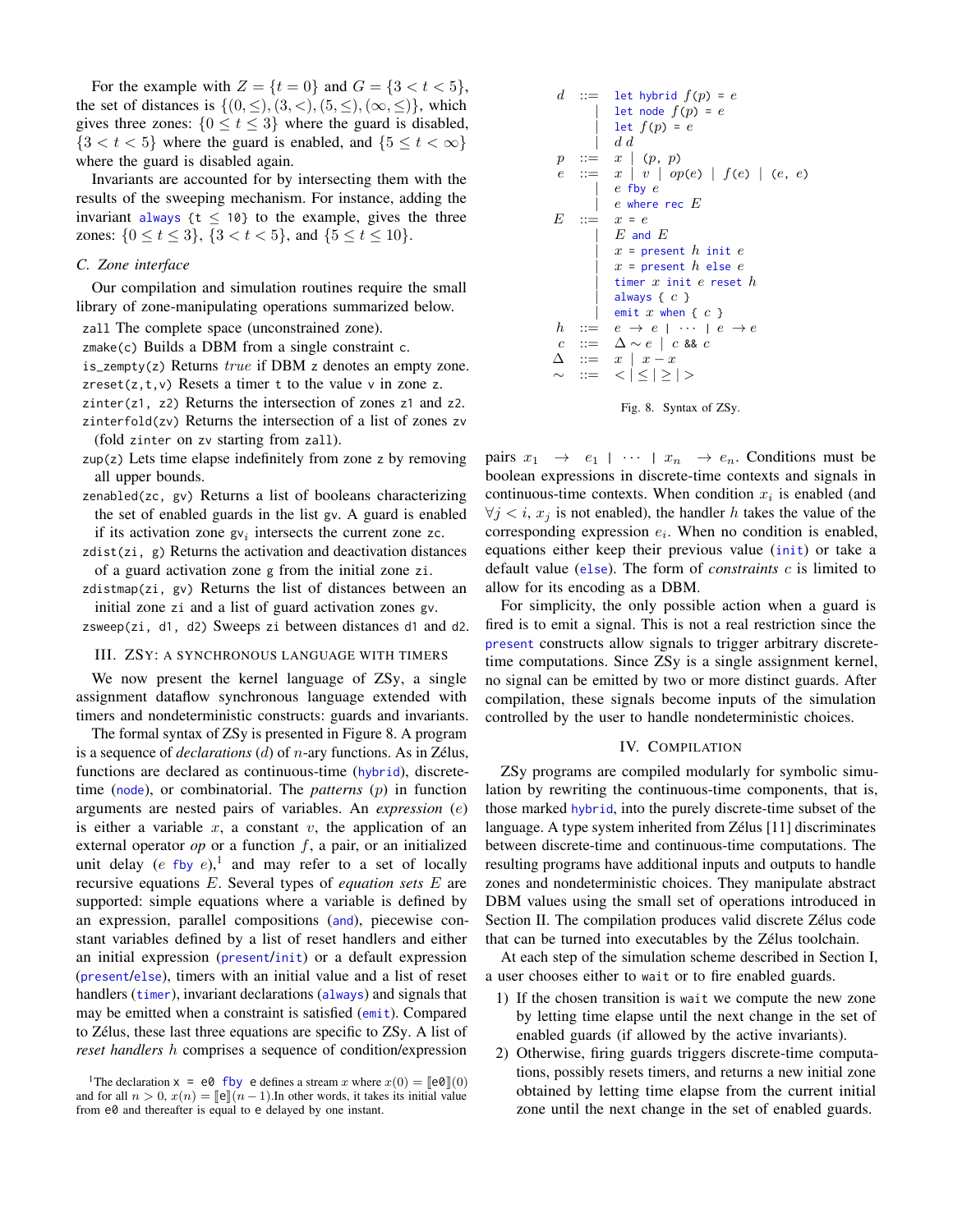For the example with $Z = \{t = 0\}$ and $G = \{3 < t < 5\}$, the set of distances is $\{(0, \leq), (3, <), (5, \leq), (\infty, \leq)\}$, which gives three zones: $\{0 \leq t \leq 3\}$ where the guard is disabled, $\{3 < t < 5\}$ where the guard is enabled, and $\{5 \leq t < \infty\}$ where the guard is disabled again.

Invariants are accounted for by intersecting them with the results of the sweeping mechanism. For instance, adding the invariant `always {t ≤ 10}` to the example, gives the three zones: $\{0 \leq t \leq 3\}$, $\{3 < t < 5\}$, and $\{5 \leq t \leq 10\}$.

### C. Zone interface

Our compilation and simulation routines require the small library of zone-manipulating operations summarized below.

- `zall` The complete space (unconstrained zone).
- `zmake(c)` Builds a DBM from a single constraint `c`.
- `is_zempty(z)` Returns *true* if DBM `z` denotes an empty zone.
- `zreset(z,t,v)` Resets a timer `t` to the value `v` in zone `z`.
- `zinter(z1, z2)` Returns the intersection of zones `z1` and `z2`.
- `zinterfold(zv)` Returns the intersection of a list of zones `zv` (fold `zinter` on `zv` starting from `zall`).
- `zup(z)` Lets time elapse indefinitely from zone `z` by removing all upper bounds.
- `zenabled(zc, gv)` Returns a list of booleans characterizing the set of enabled guards in the list `gv`. A guard is enabled if its activation zone $\mathtt{gv}_i$ intersects the current zone `zc`.
- `zdist(zi, g)` Returns the activation and deactivation distances of a guard activation zone `g` from the initial zone `zi`.
- `zdistmap(zi, gv)` Returns the list of distances between an initial zone `zi` and a list of guard activation zones `gv`.
- `zsweep(zi, d1, d2)` Sweeps `zi` between distances `d1` and `d2`.

## III. ZSy: A synchronous language with timers

We now present the kernel language of ZSy, a single assignment dataflow synchronous language extended with timers and nondeterministic constructs: guards and invariants.

The formal syntax of ZSy is presented in Figure 8. A program is a sequence of *declarations* ($d$) of $n$-ary functions. As in Zélus, functions are declared as continuous-time (`hybrid`), discrete-time (`node`), or combinatorial. The *patterns* ($p$) in function arguments are nested pairs of variables. An *expression* ($e$) is either a variable $x$, a constant $v$, the application of an external operator *op* or a function $f$, a pair, or an initialized unit delay ($e$ `fby` $e$),[1] and may refer to a set of locally recursive equations $E$. Several types of *equation sets* $E$ are supported: simple equations where a variable is defined by an expression, parallel compositions (`and`), piecewise constant variables defined by a list of reset handlers and either an initial expression (`present`/`init`) or a default expression (`present`/`else`), timers with an initial value and a list of reset handlers (`timer`), invariant declarations (`always`) and signals that may be emitted when a constraint is satisfied (`emit`). Compared to Zélus, these last three equations are specific to ZSy. A list of *reset handlers* $h$ comprises a sequence of condition/expression pairs $x_1 \rightarrow e_1 \mid \cdots \mid x_n \rightarrow e_n$. Conditions must be boolean expressions in discrete-time contexts and signals in continuous-time contexts. When condition $x_i$ is enabled (and $\forall j < i$, $x_j$ is not enabled), the handler $h$ takes the value of the corresponding expression $e_i$. When no condition is enabled, equations either keep their previous value (`init`) or take a default value (`else`). The form of *constraints* $c$ is limited to allow for its encoding as a DBM.

```
d ::= let hybrid f(p) = e
    | let node f(p) = e
    | let f(p) = e
    | d d
p ::= x | (p, p)
e ::= x | v | op(e) | f(e) | (e, e)
    | e fby e
    | e where rec E
E ::= x = e
    | E and E
    | x = present h init e
    | x = present h else e
    | timer x init e reset h
    | always { c }
    | emit x when { c }
h ::= e → e | ··· | e → e
c ::= Δ ∼ e | c && c
Δ ::= x | x − x
∼ ::= < | ≤ | ≥ | >
```

Fig. 8. Syntax of ZSy.

For simplicity, the only possible action when a guard is fired is to emit a signal. This is not a real restriction since the `present` constructs allow signals to trigger arbitrary discrete-time computations. Since ZSy is a single assignment kernel, no signal can be emitted by two or more distinct guards. After compilation, these signals become inputs of the simulation controlled by the user to handle nondeterministic choices.

## IV. Compilation

ZSy programs are compiled modularly for symbolic simulation by rewriting the continuous-time components, that is, those marked `hybrid`, into the purely discrete-time subset of the language. A type system inherited from Zélus [11] discriminates between discrete-time and continuous-time computations. The resulting programs have additional inputs and outputs to handle zones and nondeterministic choices. They manipulate abstract DBM values using the small set of operations introduced in Section II. The compilation produces valid discrete Zélus code that can be turned into executables by the Zélus toolchain.

At each step of the simulation scheme described in Section I, a user chooses either to `wait` or to fire enabled guards.

1) If the chosen transition is `wait` we compute the new zone by letting time elapse until the next change in the set of enabled guards (if allowed by the active invariants).
2) Otherwise, firing guards triggers discrete-time computations, possibly resets timers, and returns a new initial zone obtained by letting time elapse from the current initial zone until the next change in the set of enabled guards.

[1] The declaration `x = e0 fby e` defines a stream $x$ where $x(0) = [\![\mathtt{e0}]\!](0)$ and for all $n > 0$, $x(n) = [\![\mathtt{e}]\!](n-1)$. In other words, it takes its initial value from `e0` and thereafter is equal to `e` delayed by one instant.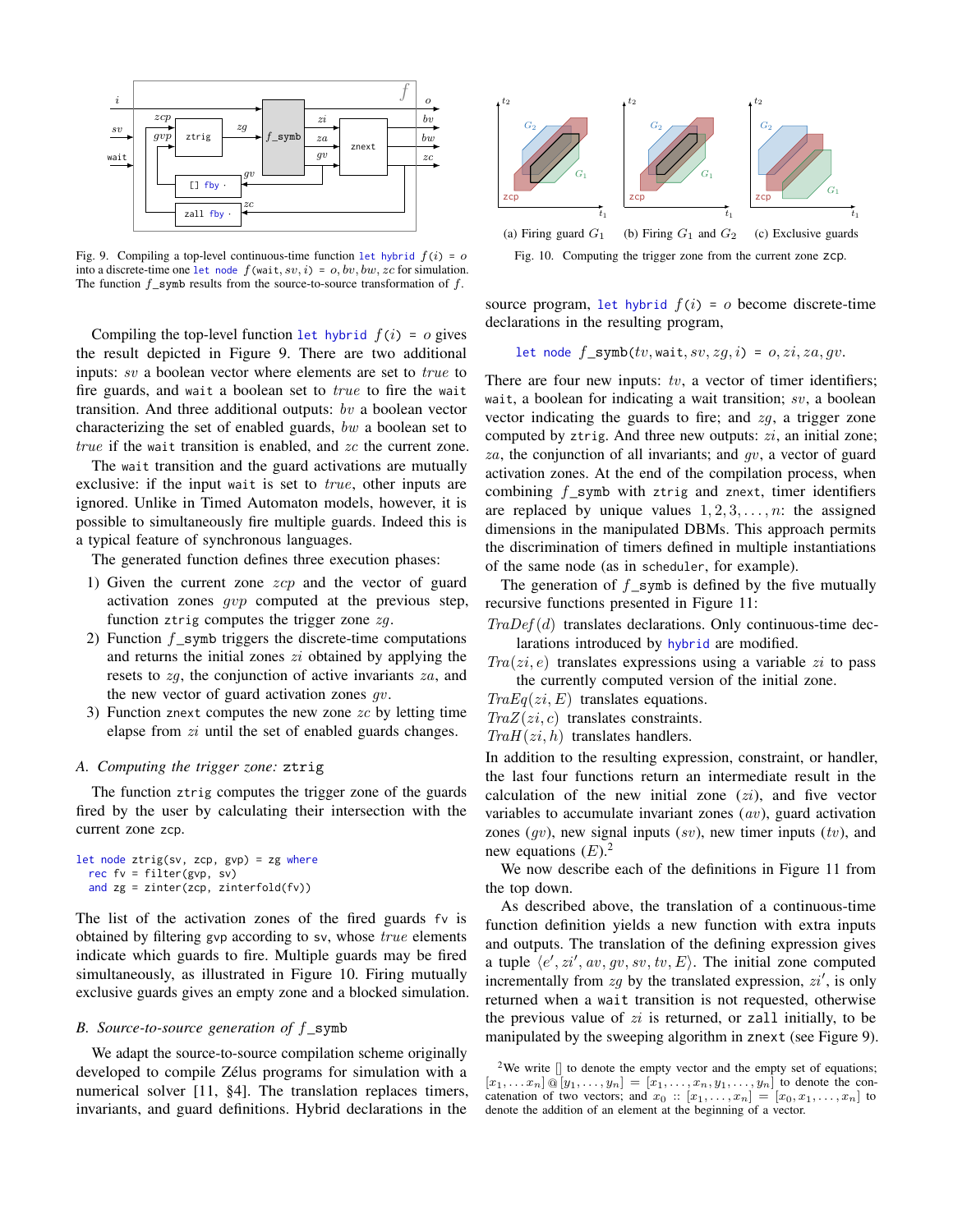Fig. 9. Compiling a top-level continuous-time function `let hybrid` $f(i)$ = $o$ into a discrete-time one `let node` $f$(wait, $sv, i$) = $o, bv, bw, zc$ for simulation. The function $f$_symb results from the source-to-source transformation of $f$.

Fig. 10. Computing the trigger zone from the current zone zcp.

(a) Firing guard $G_1$ (b) Firing $G_1$ and $G_2$ (c) Exclusive guards

Compiling the top-level function `let hybrid` $f(i)$ = $o$ gives the result depicted in Figure 9. There are two additional inputs: $sv$ a boolean vector where elements are set to *true* to fire guards, and wait a boolean set to *true* to fire the wait transition. And three additional outputs: $bv$ a boolean vector characterizing the set of enabled guards, $bw$ a boolean set to *true* if the wait transition is enabled, and $zc$ the current zone.

The wait transition and the guard activations are mutually exclusive: if the input wait is set to *true*, other inputs are ignored. Unlike in Timed Automaton models, however, it is possible to simultaneously fire multiple guards. Indeed this is a typical feature of synchronous languages.

The generated function defines three execution phases:

1) Given the current zone $zcp$ and the vector of guard activation zones $gvp$ computed at the previous step, function ztrig computes the trigger zone $zg$.
2) Function $f$_symb triggers the discrete-time computations and returns the initial zones $zi$ obtained by applying the resets to $zg$, the conjunction of active invariants $za$, and the new vector of guard activation zones $gv$.
3) Function znext computes the new zone $zc$ by letting time elapse from $zi$ until the set of enabled guards changes.

### A. Computing the trigger zone: ztrig

The function ztrig computes the trigger zone of the guards fired by the user by calculating their intersection with the current zone zcp.

```
let node ztrig(sv, zcp, gvp) = zg where
  rec fv = filter(gvp, sv)
  and zg = zinter(zcp, zinterfold(fv))
```

The list of the activation zones of the fired guards fv is obtained by filtering gvp according to sv, whose *true* elements indicate which guards to fire. Multiple guards may be fired simultaneously, as illustrated in Figure 10. Firing mutually exclusive guards gives an empty zone and a blocked simulation.

### B. Source-to-source generation of $f$_symb

We adapt the source-to-source compilation scheme originally developed to compile Zélus programs for simulation with a numerical solver [11, §4]. The translation replaces timers, invariants, and guard definitions. Hybrid declarations in the source program, `let hybrid` $f(i)$ = $o$ become discrete-time declarations in the resulting program,

$$\texttt{let node } f\_\texttt{symb}(tv, \texttt{wait}, sv, zg, i) = o, zi, za, gv.$$

There are four new inputs: $tv$, a vector of timer identifiers; wait, a boolean for indicating a wait transition; $sv$, a boolean vector indicating the guards to fire; and $zg$, a trigger zone computed by ztrig. And three new outputs: $zi$, an initial zone; $za$, the conjunction of all invariants; and $gv$, a vector of guard activation zones. At the end of the compilation process, when combining $f$_symb with ztrig and znext, timer identifiers are replaced by unique values $1, 2, 3, \ldots, n$: the assigned dimensions in the manipulated DBMs. This approach permits the discrimination of timers defined in multiple instantiations of the same node (as in scheduler, for example).

The generation of $f$_symb is defined by the five mutually recursive functions presented in Figure 11:

- $TraDef(d)$ translates declarations. Only continuous-time declarations introduced by `hybrid` are modified.
- $Tra(zi, e)$ translates expressions using a variable $zi$ to pass the currently computed version of the initial zone.
- $TraEq(zi, E)$ translates equations.
- $TraZ(zi, c)$ translates constraints.
- $TraH(zi, h)$ translates handlers.

In addition to the resulting expression, constraint, or handler, the last four functions return an intermediate result in the calculation of the new initial zone ($zi$), and five vector variables to accumulate invariant zones ($av$), guard activation zones ($gv$), new signal inputs ($sv$), new timer inputs ($tv$), and new equations ($E$).[2]

We now describe each of the definitions in Figure 11 from the top down.

As described above, the translation of a continuous-time function definition yields a new function with extra inputs and outputs. The translation of the defining expression gives a tuple $\langle e', zi', av, gv, sv, tv, E\rangle$. The initial zone computed incrementally from $zg$ by the translated expression, $zi'$, is only returned when a wait transition is not requested, otherwise the previous value of $zi$ is returned, or zall initially, to be manipulated by the sweeping algorithm in znext (see Figure 9).

[2] We write $[]$ to denote the empty vector and the empty set of equations; $[x_1, \ldots x_n] @ [y_1, \ldots, y_n] = [x_1, \ldots, x_n, y_1, \ldots, y_n]$ to denote the concatenation of two vectors; and $x_0 :: [x_1, \ldots, x_n] = [x_0, x_1, \ldots, x_n]$ to denote the addition of an element at the beginning of a vector.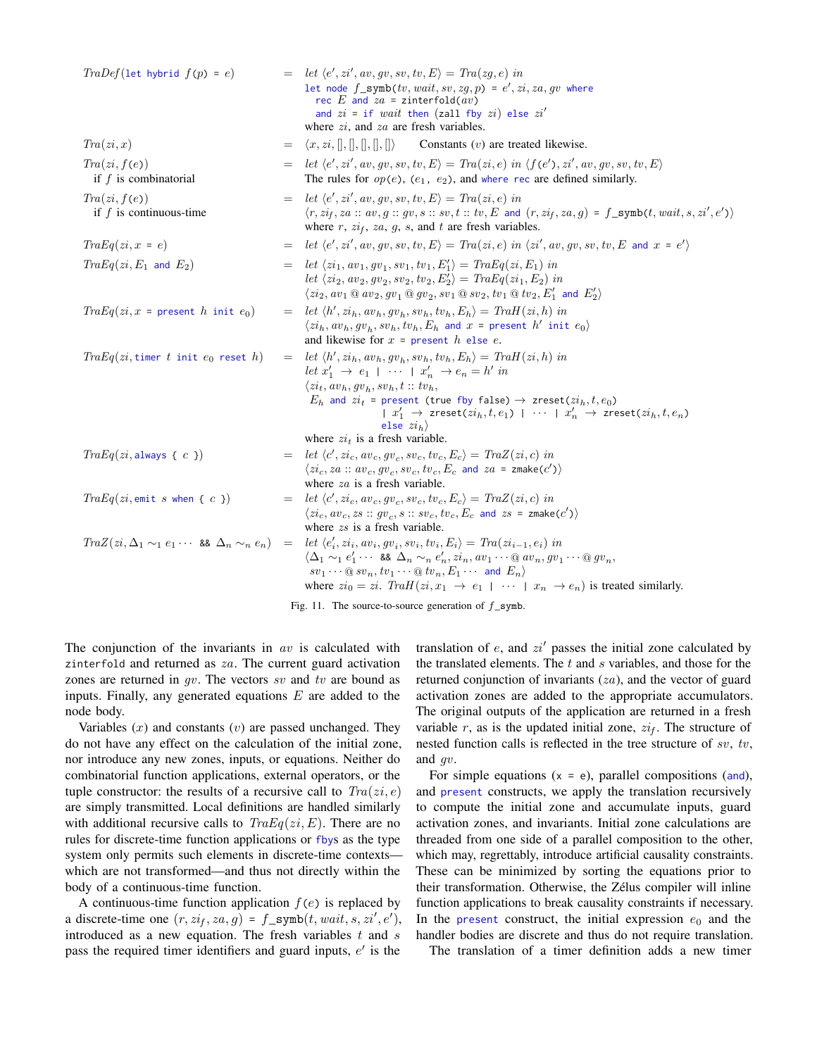$TraDef$(`let hybrid` $f(p)$ `=` $e$) $=$ *let* $\langle e', zi', av, gv, sv, tv, E\rangle = Tra(zg, e)$ *in*

```
let node f_symb(tv, wait, sv, zg, p) = e', zi, za, gv where
  rec E and za = zinterfold(av)
  and zi = if wait then (zall fby zi) else zi'
```

where $zi$, and $za$ are fresh variables.

$Tra(zi, x)$ $=$ $\langle x, zi, [], [], [], [], []\rangle$  Constants ($v$) are treated likewise.

$Tra(zi, f(e))$ if $f$ is combinatorial $=$ *let* $\langle e', zi', av, gv, sv, tv, E\rangle = Tra(zi, e)$ *in* $\langle f(e'), zi', av, gv, sv, tv, E\rangle$
The rules for $op(e)$, $(e_1,\ e_2)$, and `where rec` are defined similarly.

$Tra(zi, f(e))$ if $f$ is continuous-time $=$ *let* $\langle e', zi', av, gv, sv, tv, E\rangle = Tra(zi, e)$ *in*
$\langle r, zi_f, za :: av, g :: gv, s :: sv, t :: tv, E$ `and` $(r, zi_f, za, g)$ `=` $f$`_symb`$(t, wait, s, zi', e')\rangle$
where $r$, $zi_f$, $za$, $g$, $s$, and $t$ are fresh variables.

$TraEq(zi, x$ `=` $e)$ $=$ *let* $\langle e', zi', av, gv, sv, tv, E\rangle = Tra(zi, e)$ *in* $\langle zi', av, gv, sv, tv, E$ `and` $x$ `=` $e'\rangle$

$TraEq(zi, E_1$ `and` $E_2)$ $=$ *let* $\langle zi_1, av_1, gv_1, sv_1, tv_1, E_1'\rangle = TraEq(zi, E_1)$ *in*
*let* $\langle zi_2, av_2, gv_2, sv_2, tv_2, E_2'\rangle = TraEq(zi_1, E_2)$ *in*
$\langle zi_2, av_1 @ av_2, gv_1 @ gv_2, sv_1 @ sv_2, tv_1 @ tv_2, E_1'$ `and` $E_2'\rangle$

$TraEq(zi, x$ `= present` $h$ `init` $e_0)$ $=$ *let* $\langle h', zi_h, av_h, gv_h, sv_h, tv_h, E_h\rangle = TraH(zi, h)$ *in*
$\langle zi_h, av_h, gv_h, sv_h, tv_h, E_h$ `and` $x$ `= present` $h'$ `init` $e_0\rangle$
and likewise for $x$ `= present` $h$ `else` $e$.

$TraEq(zi,$ `timer` $t$ `init` $e_0$ `reset` $h)$ $=$ *let* $\langle h', zi_h, av_h, gv_h, sv_h, tv_h, E_h\rangle = TraH(zi, h)$ *in*
*let* $x_1' \rightarrow e_1 \mid \cdots \mid x_n' \rightarrow e_n = h'$ *in*
$\langle zi_t, av_h, gv_h, sv_h, t :: tv_h,$
$E_h$ `and` $zi_t$ `= present (true fby false) ->` `zreset`$(zi_h, t, e_0)$
`|` $x_1'$ `->` `zreset`$(zi_h, t, e_1)$ `|` $\cdots$ `|` $x_n'$ `->` `zreset`$(zi_h, t, e_n)$
`else` $zi_h\rangle$
where $zi_t$ is a fresh variable.

$TraEq(zi,$ `always {` $c$ `}`$)$ $=$ *let* $\langle c', zi_c, av_c, gv_c, sv_c, tv_c, E_c\rangle = TraZ(zi, c)$ *in*
$\langle zi_c, za :: av_c, gv_c, sv_c, tv_c, E_c$ `and` $za$ `=` `zmake`$(c')\rangle$
where $za$ is a fresh variable.

$TraEq(zi,$ `emit` $s$ `when {` $c$ `}`$)$ $=$ *let* $\langle c', zi_c, av_c, gv_c, sv_c, tv_c, E_c\rangle = TraZ(zi, c)$ *in*
$\langle zi_c, av_c, zs :: gv_c, s :: sv_c, tv_c, E_c$ `and` $zs$ `=` `zmake`$(c')\rangle$
where $zs$ is a fresh variable.

$TraZ(zi, \Delta_1 \sim_1 e_1 \cdots$ `&&` $\Delta_n \sim_n e_n)$ $=$ *let* $\langle e_i', zi_i, av_i, gv_i, sv_i, tv_i, E_i\rangle = Tra(zi_{i-1}, e_i)$ *in*
$\langle \Delta_1 \sim_1 e_1' \cdots$ `&&` $\Delta_n \sim_n e_n', zi_n, av_1 \cdots @ av_n, gv_1 \cdots @ gv_n,$
$sv_1 \cdots @ sv_n, tv_1 \cdots @ tv_n, E_1 \cdots$ `and` $E_n\rangle$
where $zi_0 = zi$. $TraH(zi, x_1 \rightarrow e_1 \mid \cdots \mid x_n \rightarrow e_n)$ is treated similarly.

Fig. 11. The source-to-source generation of $f$`_symb`.

The conjunction of the invariants in $av$ is calculated with `zinterfold` and returned as $za$. The current guard activation zones are returned in $gv$. The vectors $sv$ and $tv$ are bound as inputs. Finally, any generated equations $E$ are added to the node body.

Variables ($x$) and constants ($v$) are passed unchanged. They do not have any effect on the calculation of the initial zone, nor introduce any new zones, inputs, or equations. Neither do combinatorial function applications, external operators, or the tuple constructor: the results of a recursive call to $Tra(zi, e)$ are simply transmitted. Local definitions are handled similarly with additional recursive calls to $TraEq(zi, E)$. There are no rules for discrete-time function applications or `fby`s as the type system only permits such elements in discrete-time contexts—which are not transformed—and thus not directly within the body of a continuous-time function.

A continuous-time function application $f(e)$ is replaced by a discrete-time one $(r, zi_f, za, g)$ `=` $f$`_symb`$(t, wait, s, zi', e')$, introduced as a new equation. The fresh variables $t$ and $s$ pass the required timer identifiers and guard inputs, $e'$ is the translation of $e$, and $zi'$ passes the initial zone calculated by the translated elements. The $t$ and $s$ variables, and those for the returned conjunction of invariants ($za$), and the vector of guard activation zones are added to the appropriate accumulators. The original outputs of the application are returned in a fresh variable $r$, as is the updated initial zone, $zi_f$. The structure of nested function calls is reflected in the tree structure of $sv$, $tv$, and $gv$.

For simple equations (`x = e`), parallel compositions (`and`), and `present` constructs, we apply the translation recursively to compute the initial zone and accumulate inputs, guard activation zones, and invariants. Initial zone calculations are threaded from one side of a parallel composition to the other, which may, regrettably, introduce artificial causality constraints. These can be minimized by sorting the equations prior to their transformation. Otherwise, the Zélus compiler will inline function applications to break causality constraints if necessary. In the `present` construct, the initial expression $e_0$ and the handler bodies are discrete and thus do not require translation.

The translation of a timer definition adds a new timer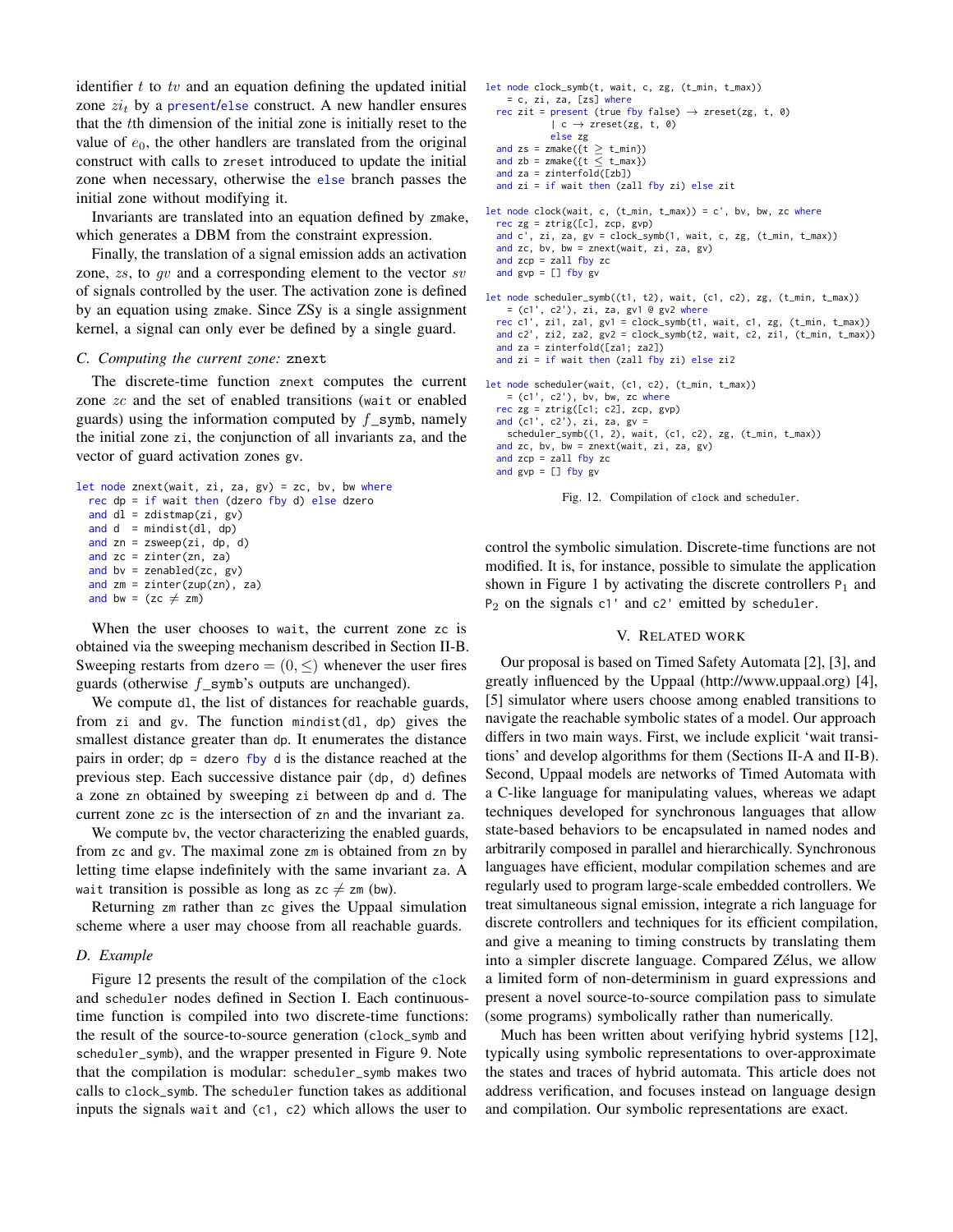identifier $t$ to $tv$ and an equation defining the updated initial zone $zi_t$ by a present/else construct. A new handler ensures that the $t$th dimension of the initial zone is initially reset to the value of $e_0$, the other handlers are translated from the original construct with calls to zreset introduced to update the initial zone when necessary, otherwise the else branch passes the initial zone without modifying it.

Invariants are translated into an equation defined by zmake, which generates a DBM from the constraint expression.

Finally, the translation of a signal emission adds an activation zone, $zs$, to $gv$ and a corresponding element to the vector $sv$ of signals controlled by the user. The activation zone is defined by an equation using zmake. Since ZSy is a single assignment kernel, a signal can only ever be defined by a single guard.

### C. Computing the current zone: znext

The discrete-time function znext computes the current zone $zc$ and the set of enabled transitions (wait or enabled guards) using the information computed by $f$_symb, namely the initial zone zi, the conjunction of all invariants za, and the vector of guard activation zones gv.

```
let node znext(wait, zi, za, gv) = zc, bv, bw where
  rec dp = if wait then (dzero fby d) else dzero
  and dl = zdistmap(zi, gv)
  and d  = mindist(dl, dp)
  and zn = zsweep(zi, dp, d)
  and zc = zinter(zn, za)
  and bv = zenabled(zc, gv)
  and zm = zinter(zup(zn), za)
  and bw = (zc ≠ zm)
```

When the user chooses to wait, the current zone zc is obtained via the sweeping mechanism described in Section II-B. Sweeping restarts from dzero $= (0, \leq)$ whenever the user fires guards (otherwise $f$_symb's outputs are unchanged).

We compute dl, the list of distances for reachable guards, from zi and gv. The function mindist(dl, dp) gives the smallest distance greater than dp. It enumerates the distance pairs in order; dp = dzero fby d is the distance reached at the previous step. Each successive distance pair (dp, d) defines a zone zn obtained by sweeping zi between dp and d. The current zone zc is the intersection of zn and the invariant za.

We compute bv, the vector characterizing the enabled guards, from zc and gv. The maximal zone zm is obtained from zn by letting time elapse indefinitely with the same invariant za. A wait transition is possible as long as zc $\neq$ zm (bw).

Returning zm rather than zc gives the Uppaal simulation scheme where a user may choose from all reachable guards.

### D. Example

Figure 12 presents the result of the compilation of the clock and scheduler nodes defined in Section I. Each continuous-time function is compiled into two discrete-time functions: the result of the source-to-source generation (clock_symb and scheduler_symb), and the wrapper presented in Figure 9. Note that the compilation is modular: scheduler_symb makes two calls to clock_symb. The scheduler function takes as additional inputs the signals wait and (c1, c2) which allows the user to control the symbolic simulation. Discrete-time functions are not modified. It is, for instance, possible to simulate the application shown in Figure 1 by activating the discrete controllers $P_1$ and $P_2$ on the signals c1' and c2' emitted by scheduler.

```
let node clock_symb(t, wait, c, zg, (t_min, t_max))
    = c, zi, za, [zs] where
  rec zit = present (true fby false) → zreset(zg, t, 0)
          | c → zreset(zg, t, 0)
          else zg
  and zs = zmake({t ≥ t_min})
  and zb = zmake({t ≤ t_max})
  and za = zinterfold([zb])
  and zi = if wait then (zall fby zi) else zit

let node clock(wait, c, (t_min, t_max)) = c', bv, bw, zc where
  rec zg = ztrig([c], zcp, gvp)
  and c', zi, za, gv = clock_symb(1, wait, c, zg, (t_min, t_max))
  and zc, bv, bw = znext(wait, zi, za, gv)
  and zcp = zall fby zc
  and gvp = [] fby gv

let node scheduler_symb((t1, t2), wait, (c1, c2), zg, (t_min, t_max))
    = (c1', c2'), zi, za, gv1 @ gv2 where
  rec c1', zi1, za1, gv1 = clock_symb(t1, wait, c1, zg, (t_min, t_max))
  and c2', zi2, za2, gv2 = clock_symb(t2, wait, c2, zi1, (t_min, t_max))
  and za = zinterfold([za1; za2])
  and zi = if wait then (zall fby zi) else zi2

let node scheduler(wait, (c1, c2), (t_min, t_max))
    = (c1', c2'), bv, bw, zc where
  rec zg = ztrig([c1; c2], zcp, gvp)
  and (c1', c2'), zi, za, gv =
    scheduler_symb((1, 2), wait, (c1, c2), zg, (t_min, t_max))
  and zc, bv, bw = znext(wait, zi, za, gv)
  and zcp = zall fby zc
  and gvp = [] fby gv
```

Fig. 12. Compilation of clock and scheduler.

## V. Related work

Our proposal is based on Timed Safety Automata [2], [3], and greatly influenced by the Uppaal (http://www.uppaal.org) [4], [5] simulator where users choose among enabled transitions to navigate the reachable symbolic states of a model. Our approach differs in two main ways. First, we include explicit 'wait transitions' and develop algorithms for them (Sections II-A and II-B). Second, Uppaal models are networks of Timed Automata with a C-like language for manipulating values, whereas we adapt techniques developed for synchronous languages that allow state-based behaviors to be encapsulated in named nodes and arbitrarily composed in parallel and hierarchically. Synchronous languages have efficient, modular compilation schemes and are regularly used to program large-scale embedded controllers. We treat simultaneous signal emission, integrate a rich language for discrete controllers and techniques for its efficient compilation, and give a meaning to timing constructs by translating them into a simpler discrete language. Compared Zélus, we allow a limited form of non-determinism in guard expressions and present a novel source-to-source compilation pass to simulate (some programs) symbolically rather than numerically.

Much has been written about verifying hybrid systems [12], typically using symbolic representations to over-approximate the states and traces of hybrid automata. This article does not address verification, and focuses instead on language design and compilation. Our symbolic representations are exact.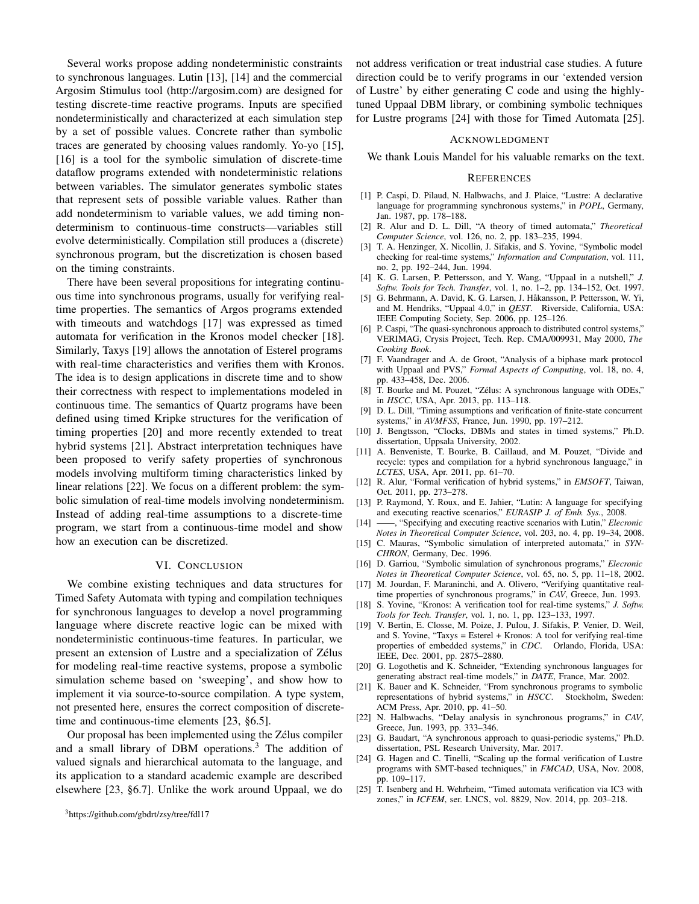Several works propose adding nondeterministic constraints to synchronous languages. Lutin [13], [14] and the commercial Argosim Stimulus tool (http://argosim.com) are designed for testing discrete-time reactive programs. Inputs are specified nondeterministically and characterized at each simulation step by a set of possible values. Concrete rather than symbolic traces are generated by choosing values randomly. Yo-yo [15], [16] is a tool for the symbolic simulation of discrete-time dataflow programs extended with nondeterministic relations between variables. The simulator generates symbolic states that represent sets of possible variable values. Rather than add nondeterminism to variable values, we add timing nondeterminism to continuous-time constructs—variables still evolve deterministically. Compilation still produces a (discrete) synchronous program, but the discretization is chosen based on the timing constraints.

There have been several propositions for integrating continuous time into synchronous programs, usually for verifying real-time properties. The semantics of Argos programs extended with timeouts and watchdogs [17] was expressed as timed automata for verification in the Kronos model checker [18]. Similarly, Taxys [19] allows the annotation of Esterel programs with real-time characteristics and verifies them with Kronos. The idea is to design applications in discrete time and to show their correctness with respect to implementations modeled in continuous time. The semantics of Quartz programs have been defined using timed Kripke structures for the verification of timing properties [20] and more recently extended to treat hybrid systems [21]. Abstract interpretation techniques have been proposed to verify safety properties of synchronous models involving multiform timing characteristics linked by linear relations [22]. We focus on a different problem: the symbolic simulation of real-time models involving nondeterminism. Instead of adding real-time assumptions to a discrete-time program, we start from a continuous-time model and show how an execution can be discretized.

## VI. Conclusion

We combine existing techniques and data structures for Timed Safety Automata with typing and compilation techniques for synchronous languages to develop a novel programming language where discrete reactive logic can be mixed with nondeterministic continuous-time features. In particular, we present an extension of Lustre and a specialization of Zélus for modeling real-time reactive systems, propose a symbolic simulation scheme based on 'sweeping', and show how to implement it via source-to-source compilation. A type system, not presented here, ensures the correct composition of discrete-time and continuous-time elements [23, §6.5].

Our proposal has been implemented using the Zélus compiler and a small library of DBM operations.[3] The addition of valued signals and hierarchical automata to the language, and its application to a standard academic example are described elsewhere [23, §6.7]. Unlike the work around Uppaal, we do not address verification or treat industrial case studies. A future direction could be to verify programs in our 'extended version of Lustre' by either generating C code and using the highly-tuned Uppaal DBM library, or combining symbolic techniques for Lustre programs [24] with those for Timed Automata [25].

[3] https://github.com/gbdrt/zsy/tree/fdl17

## Acknowledgment

We thank Louis Mandel for his valuable remarks on the text.

## References

[1] P. Caspi, D. Pilaud, N. Halbwachs, and J. Plaice, "Lustre: A declarative language for programming synchronous systems," in *POPL*, Germany, Jan. 1987, pp. 178–188.

[2] R. Alur and D. L. Dill, "A theory of timed automata," *Theoretical Computer Science*, vol. 126, no. 2, pp. 183–235, 1994.

[3] T. A. Henzinger, X. Nicollin, J. Sifakis, and S. Yovine, "Symbolic model checking for real-time systems," *Information and Computation*, vol. 111, no. 2, pp. 192–244, Jun. 1994.

[4] K. G. Larsen, P. Pettersson, and Y. Wang, "Uppaal in a nutshell," *J. Softw. Tools for Tech. Transfer*, vol. 1, no. 1–2, pp. 134–152, Oct. 1997.

[5] G. Behrmann, A. David, K. G. Larsen, J. Håkansson, P. Pettersson, W. Yi, and M. Hendriks, "Uppaal 4.0," in *QEST*. Riverside, California, USA: IEEE Computing Society, Sep. 2006, pp. 125–126.

[6] P. Caspi, "The quasi-synchronous approach to distributed control systems," VERIMAG, Crysis Project, Tech. Rep. CMA/009931, May 2000, *The Cooking Book*.

[7] F. Vaandrager and A. de Groot, "Analysis of a biphase mark protocol with Uppaal and PVS," *Formal Aspects of Computing*, vol. 18, no. 4, pp. 433–458, Dec. 2006.

[8] T. Bourke and M. Pouzet, "Zélus: A synchronous language with ODEs," in *HSCC*, USA, Apr. 2013, pp. 113–118.

[9] D. L. Dill, "Timing assumptions and verification of finite-state concurrent systems," in *AVMFSS*, France, Jun. 1990, pp. 197–212.

[10] J. Bengtsson, "Clocks, DBMs and states in timed systems," Ph.D. dissertation, Uppsala University, 2002.

[11] A. Benveniste, T. Bourke, B. Caillaud, and M. Pouzet, "Divide and recycle: types and compilation for a hybrid synchronous language," in *LCTES*, USA, Apr. 2011, pp. 61–70.

[12] R. Alur, "Formal verification of hybrid systems," in *EMSOFT*, Taiwan, Oct. 2011, pp. 273–278.

[13] P. Raymond, Y. Roux, and E. Jahier, "Lutin: A language for specifying and executing reactive scenarios," *EURASIP J. of Emb. Sys.*, 2008.

[14] ——, "Specifying and executing reactive scenarios with Lutin," *Elecronic Notes in Theoretical Computer Science*, vol. 203, no. 4, pp. 19–34, 2008.

[15] C. Mauras, "Symbolic simulation of interpreted automata," in *SYNCHRON*, Germany, Dec. 1996.

[16] D. Garriou, "Symbolic simulation of synchronous programs," *Elecronic Notes in Theoretical Computer Science*, vol. 65, no. 5, pp. 11–18, 2002.

[17] M. Jourdan, F. Maraninchi, and A. Olivero, "Verifying quantitative real-time properties of synchronous programs," in *CAV*, Greece, Jun. 1993.

[18] S. Yovine, "Kronos: A verification tool for real-time systems," *J. Softw. Tools for Tech. Transfer*, vol. 1, no. 1, pp. 123–133, 1997.

[19] V. Bertin, E. Closse, M. Poize, J. Pulou, J. Sifakis, P. Venier, D. Weil, and S. Yovine, "Taxys = Esterel + Kronos: A tool for verifying real-time properties of embedded systems," in *CDC*. Orlando, Florida, USA: IEEE, Dec. 2001, pp. 2875–2880.

[20] G. Logothetis and K. Schneider, "Extending synchronous languages for generating abstract real-time models," in *DATE*, France, Mar. 2002.

[21] K. Bauer and K. Schneider, "From synchronous programs to symbolic representations of hybrid systems," in *HSCC*. Stockholm, Sweden: ACM Press, Apr. 2010, pp. 41–50.

[22] N. Halbwachs, "Delay analysis in synchronous programs," in *CAV*, Greece, Jun. 1993, pp. 333–346.

[23] G. Baudart, "A synchronous approach to quasi-periodic systems," Ph.D. dissertation, PSL Research University, Mar. 2017.

[24] G. Hagen and C. Tinelli, "Scaling up the formal verification of Lustre programs with SMT-based techniques," in *FMCAD*, USA, Nov. 2008, pp. 109–117.

[25] T. Isenberg and H. Wehrheim, "Timed automata verification via IC3 with zones," in *ICFEM*, ser. LNCS, vol. 8829, Nov. 2014, pp. 203–218.